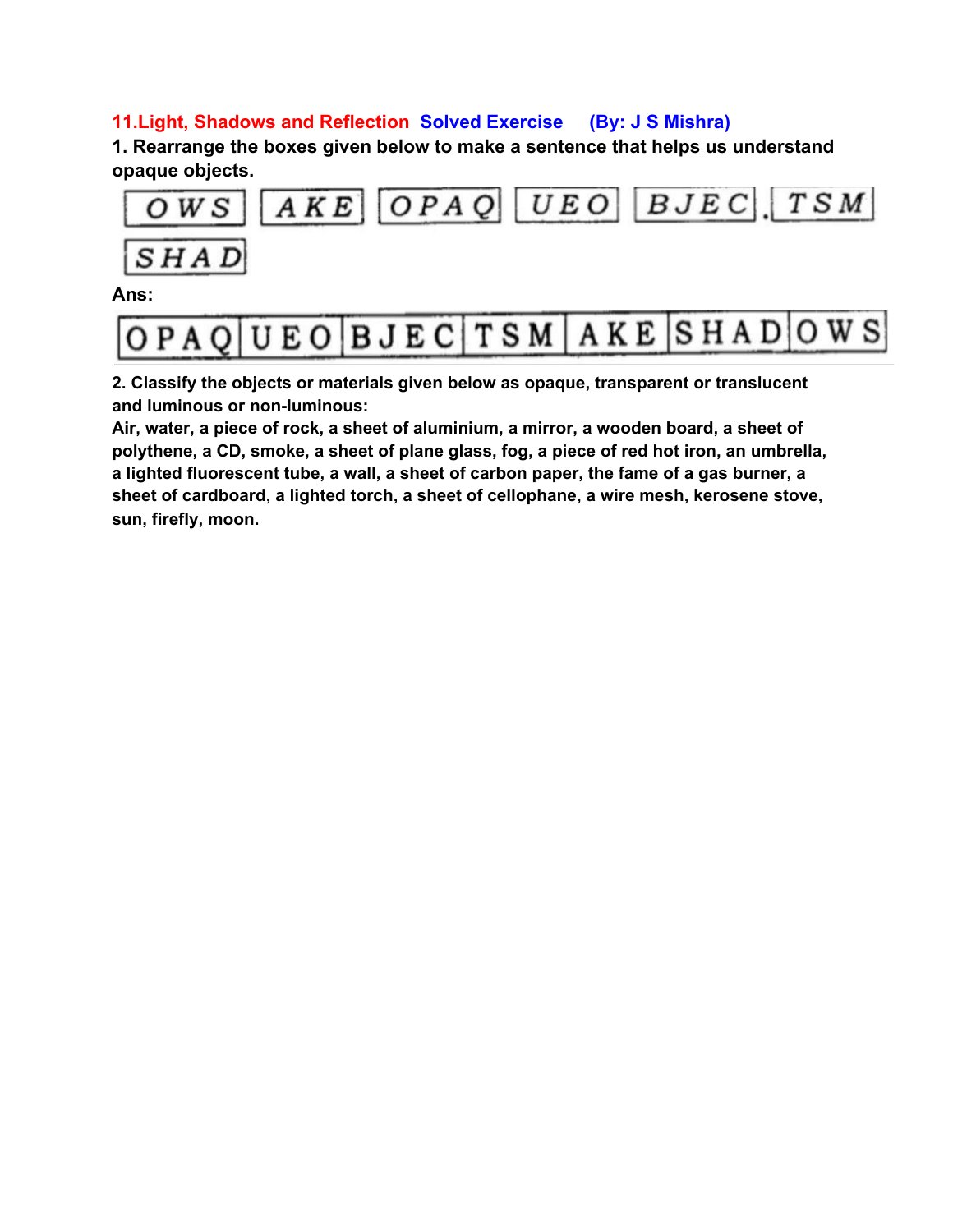## 11.Light, Shadows and Reflection Solved Exercise (By: J S Mishra)

**1. Rearrange the boxes given below to make a sentence that helps us understand opaque objects.**

| OWS | AKE | OPAQ | UEO | BJEC | . TSM |
|---|---|---|---|---|---|
| SHAD | | | | | |

**Ans:**

| OPAQ | UEO | BJEC | TSM | AKE | SHAD | OWS |
|---|---|---|---|---|---|---|

**2. Classify the objects or materials given below as opaque, transparent or translucent and luminous or non-luminous:**

**Air, water, a piece of rock, a sheet of aluminium, a mirror, a wooden board, a sheet of polythene, a CD, smoke, a sheet of plane glass, fog, a piece of red hot iron, an umbrella, a lighted fluorescent tube, a wall, a sheet of carbon paper, the fame of a gas burner, a sheet of cardboard, a lighted torch, a sheet of cellophane, a wire mesh, kerosene stove, sun, firefly, moon.**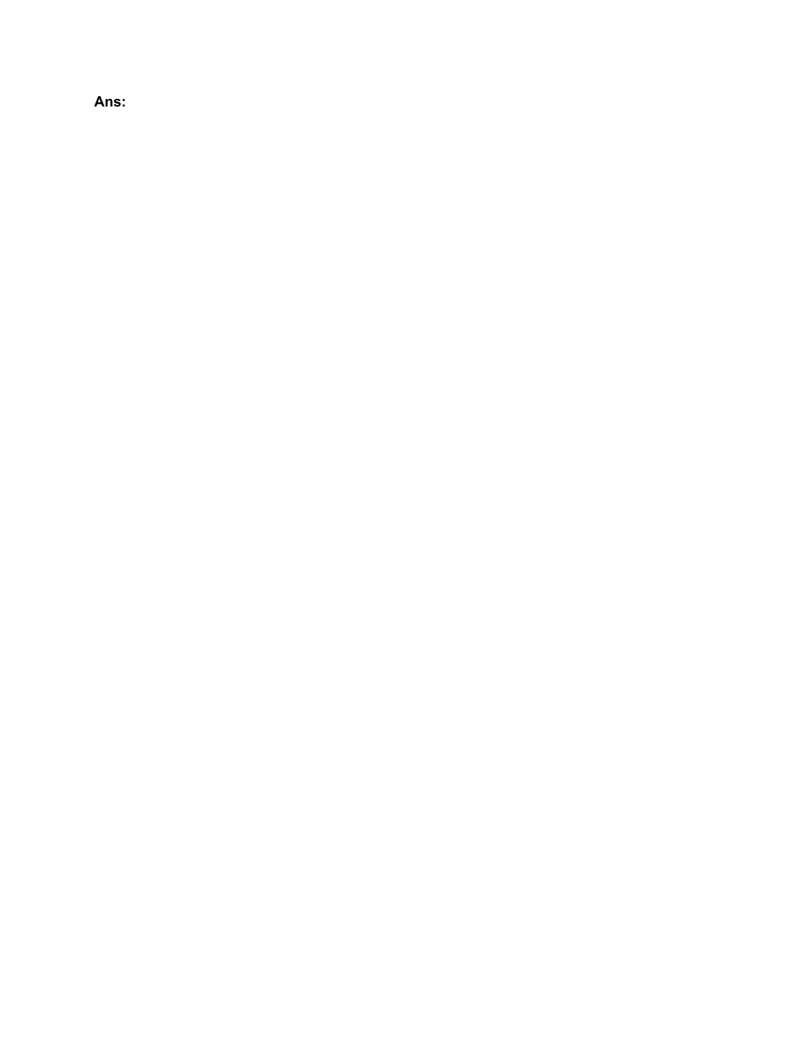**Ans:**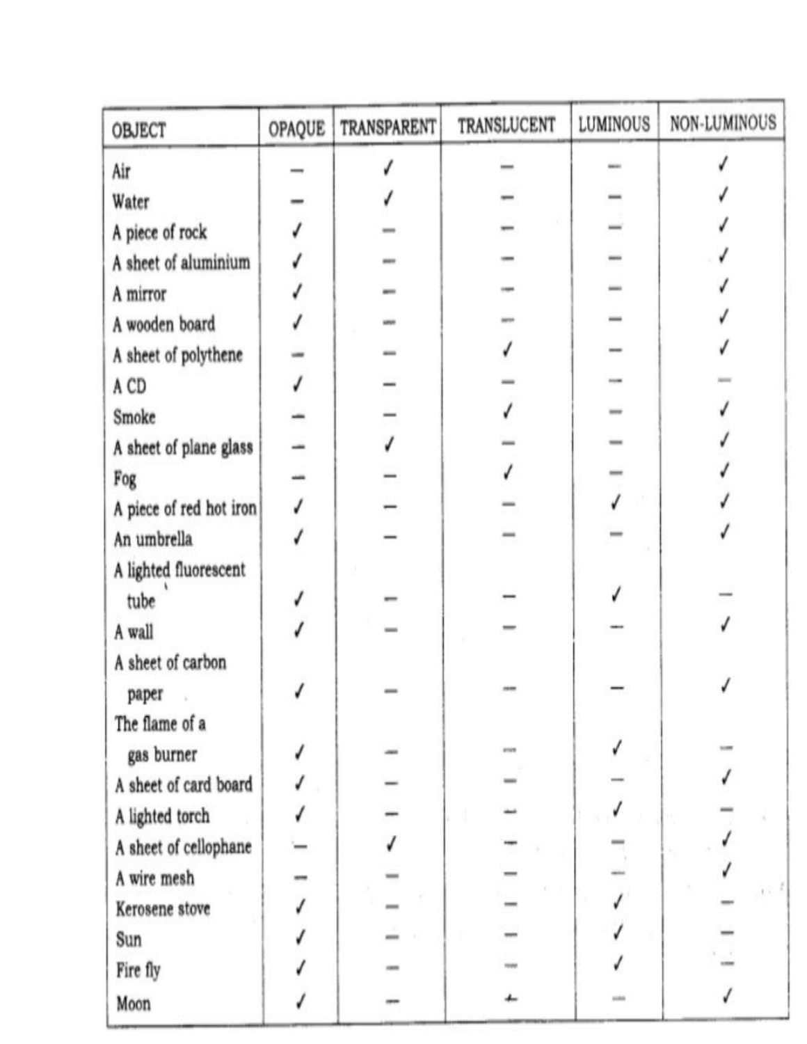| OBJECT | OPAQUE | TRANSPARENT | TRANSLUCENT | LUMINOUS | NON-LUMINOUS |
|---|---|---|---|---|---|
| Air | – | ✓ | – | – | ✓ |
| Water | – | ✓ | – | – | ✓ |
| A piece of rock | ✓ | – | – | – | ✓ |
| A sheet of aluminium | ✓ | – | – | – | ✓ |
| A mirror | ✓ | – | – | – | ✓ |
| A wooden board | ✓ | – | – | – | ✓ |
| A sheet of polythene | – | – | ✓ | – | ✓ |
| A CD | ✓ | – | – | – | – |
| Smoke | – | – | ✓ | – | ✓ |
| A sheet of plane glass | – | ✓ | – | – | ✓ |
| Fog | – | – | ✓ | – | ✓ |
| A piece of red hot iron | ✓ | – | – | ✓ | ✓ |
| An umbrella | ✓ | – | – | – | ✓ |
| A lighted fluorescent tube | ✓ | – | – | ✓ | – |
| A wall | ✓ | – | – | – | ✓ |
| A sheet of carbon paper | ✓ | – | – | – | ✓ |
| The flame of a gas burner | ✓ | – | – | ✓ | – |
| A sheet of card board | ✓ | – | – | – | ✓ |
| A lighted torch | ✓ | – | – | ✓ | – |
| A sheet of cellophane | – | ✓ | – | – | ✓ |
| A wire mesh | – | – | – | – | ✓ |
| Kerosene stove | ✓ | – | – | ✓ | – |
| Sun | ✓ | – | – | ✓ | – |
| Fire fly | ✓ | – | – | ✓ | – |
| Moon | ✓ | – | – | – | ✓ |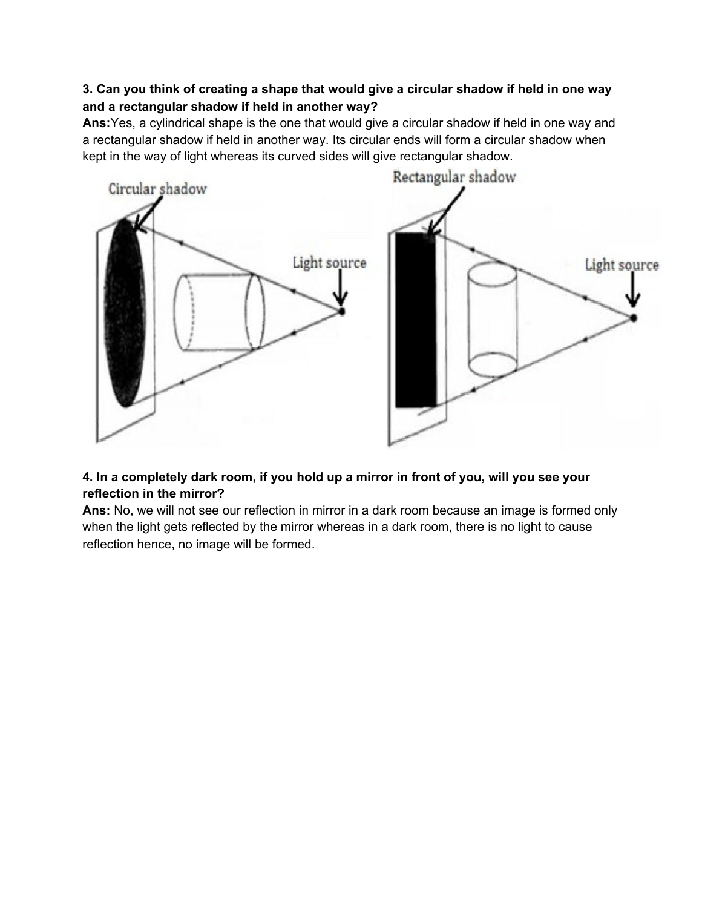**3. Can you think of creating a shape that would give a circular shadow if held in one way and a rectangular shadow if held in another way?**

**Ans:**Yes, a cylindrical shape is the one that would give a circular shadow if held in one way and a rectangular shadow if held in another way. Its circular ends will form a circular shadow when kept in the way of light whereas its curved sides will give rectangular shadow.

Circular shadow

Light source

Rectangular shadow

Light source

**4. In a completely dark room, if you hold up a mirror in front of you, will you see your reflection in the mirror?**

**Ans:** No, we will not see our reflection in mirror in a dark room because an image is formed only when the light gets reflected by the mirror whereas in a dark room, there is no light to cause reflection hence, no image will be formed.